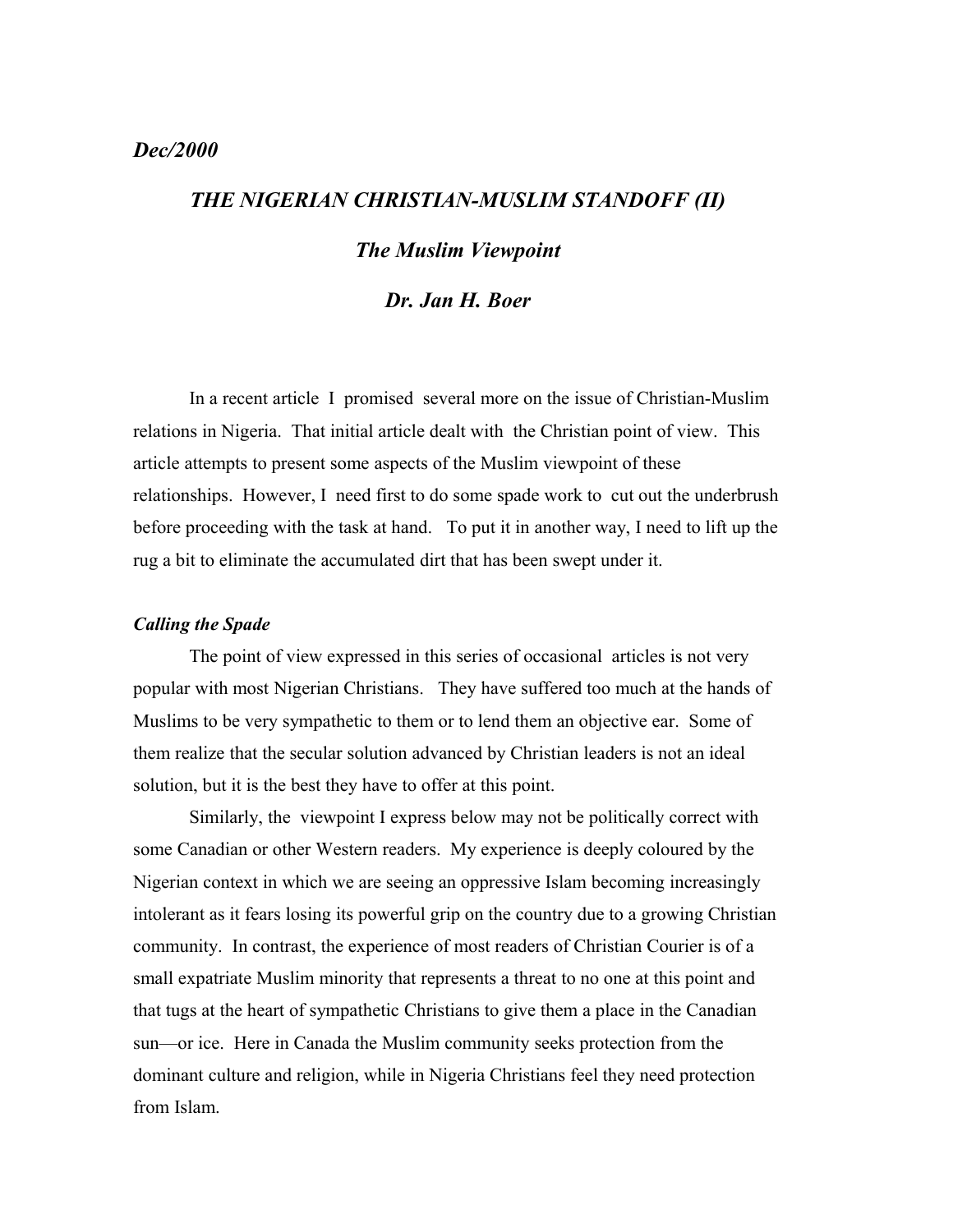*Dec/2000*

# *THE NIGERIAN CHRISTIAN-MUSLIM STANDOFF (II)*

## *The Muslim Viewpoint*

### *Dr. Jan H. Boer*

In a recent article I promised several more on the issue of Christian-Muslim relations in Nigeria. That initial article dealt with the Christian point of view. This article attempts to present some aspects of the Muslim viewpoint of these relationships. However, I need first to do some spade work to cut out the underbrush before proceeding with the task at hand. To put it in another way, I need to lift up the rug a bit to eliminate the accumulated dirt that has been swept under it.

#### *Calling the Spade*

The point of view expressed in this series of occasional articles is not very popular with most Nigerian Christians. They have suffered too much at the hands of Muslims to be very sympathetic to them or to lend them an objective ear. Some of them realize that the secular solution advanced by Christian leaders is not an ideal solution, but it is the best they have to offer at this point.

Similarly, the viewpoint I express below may not be politically correct with some Canadian or other Western readers. My experience is deeply coloured by the Nigerian context in which we are seeing an oppressive Islam becoming increasingly intolerant as it fears losing its powerful grip on the country due to a growing Christian community. In contrast, the experience of most readers of Christian Courier is of a small expatriate Muslim minority that represents a threat to no one at this point and that tugs at the heart of sympathetic Christians to give them a place in the Canadian sun—or ice. Here in Canada the Muslim community seeks protection from the dominant culture and religion, while in Nigeria Christians feel they need protection from Islam.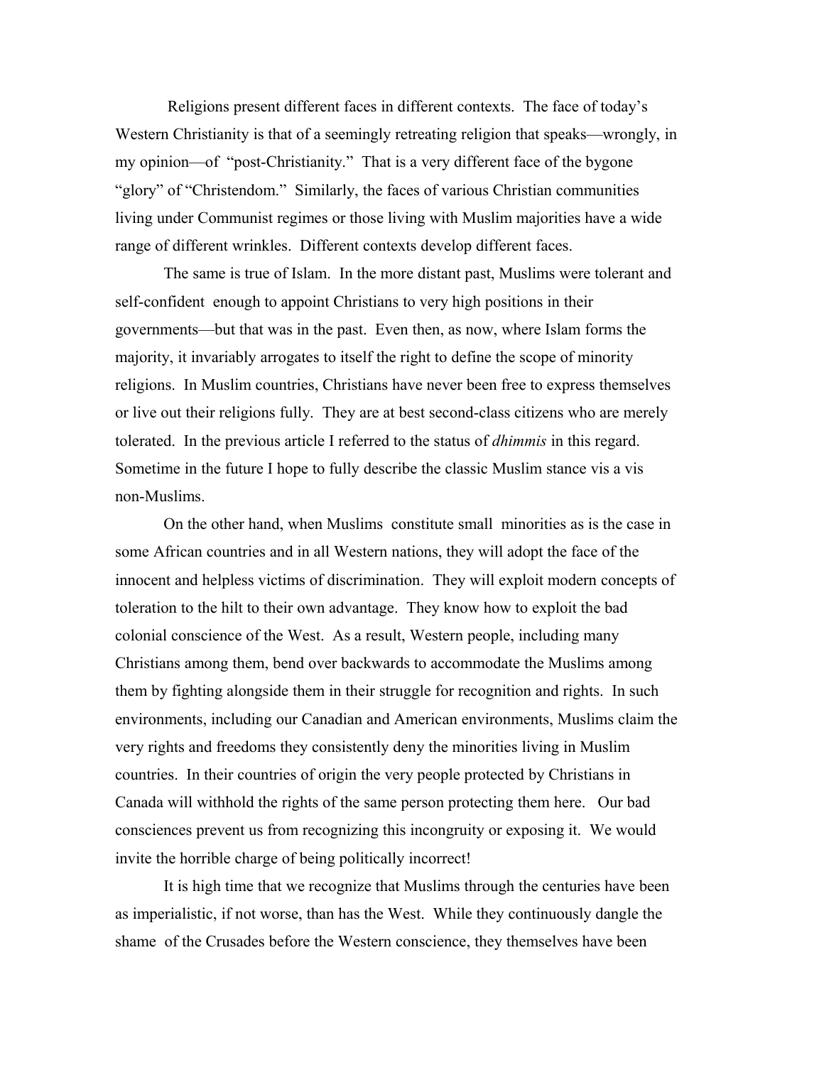Religions present different faces in different contexts. The face of today's Western Christianity is that of a seemingly retreating religion that speaks—wrongly, in my opinion—of "post-Christianity." That is a very different face of the bygone "glory" of "Christendom." Similarly, the faces of various Christian communities living under Communist regimes or those living with Muslim majorities have a wide range of different wrinkles. Different contexts develop different faces.

The same is true of Islam. In the more distant past, Muslims were tolerant and self-confident enough to appoint Christians to very high positions in their governments—but that was in the past. Even then, as now, where Islam forms the majority, it invariably arrogates to itself the right to define the scope of minority religions. In Muslim countries, Christians have never been free to express themselves or live out their religions fully. They are at best second-class citizens who are merely tolerated. In the previous article I referred to the status of *dhimmis* in this regard. Sometime in the future I hope to fully describe the classic Muslim stance vis a vis non-Muslims.

On the other hand, when Muslims constitute small minorities as is the case in some African countries and in all Western nations, they will adopt the face of the innocent and helpless victims of discrimination. They will exploit modern concepts of toleration to the hilt to their own advantage. They know how to exploit the bad colonial conscience of the West. As a result, Western people, including many Christians among them, bend over backwards to accommodate the Muslims among them by fighting alongside them in their struggle for recognition and rights. In such environments, including our Canadian and American environments, Muslims claim the very rights and freedoms they consistently deny the minorities living in Muslim countries. In their countries of origin the very people protected by Christians in Canada will withhold the rights of the same person protecting them here. Our bad consciences prevent us from recognizing this incongruity or exposing it. We would invite the horrible charge of being politically incorrect!

It is high time that we recognize that Muslims through the centuries have been as imperialistic, if not worse, than has the West. While they continuously dangle the shame of the Crusades before the Western conscience, they themselves have been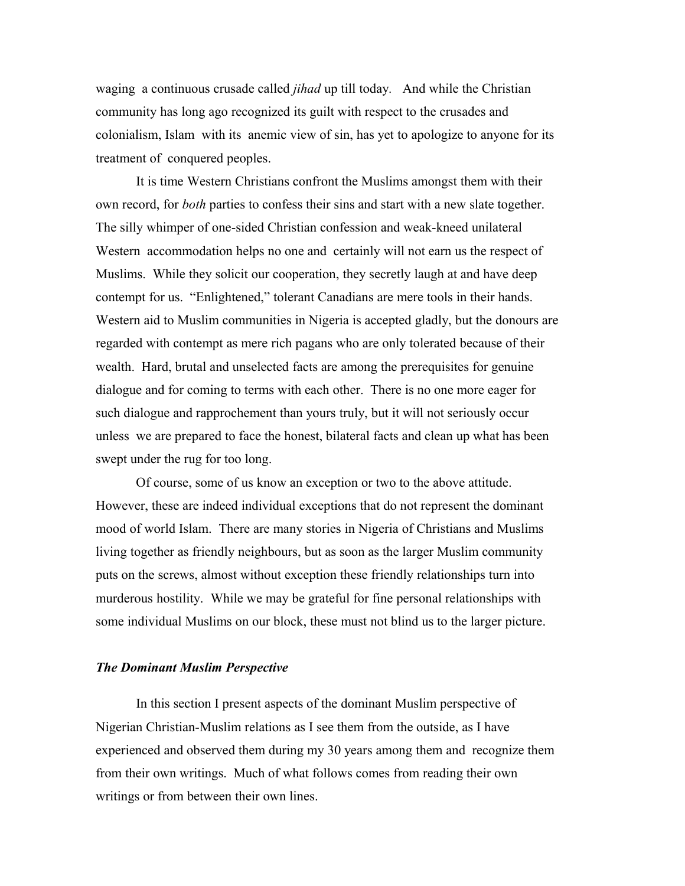waging a continuous crusade called *jihad* up till today. And while the Christian community has long ago recognized its guilt with respect to the crusades and colonialism, Islam with its anemic view of sin, has yet to apologize to anyone for its treatment of conquered peoples.

It is time Western Christians confront the Muslims amongst them with their own record, for *both* parties to confess their sins and start with a new slate together. The silly whimper of one-sided Christian confession and weak-kneed unilateral Western accommodation helps no one and certainly will not earn us the respect of Muslims. While they solicit our cooperation, they secretly laugh at and have deep contempt for us. "Enlightened," tolerant Canadians are mere tools in their hands. Western aid to Muslim communities in Nigeria is accepted gladly, but the donours are regarded with contempt as mere rich pagans who are only tolerated because of their wealth. Hard, brutal and unselected facts are among the prerequisites for genuine dialogue and for coming to terms with each other. There is no one more eager for such dialogue and rapprochement than yours truly, but it will not seriously occur unless we are prepared to face the honest, bilateral facts and clean up what has been swept under the rug for too long.

Of course, some of us know an exception or two to the above attitude. However, these are indeed individual exceptions that do not represent the dominant mood of world Islam. There are many stories in Nigeria of Christians and Muslims living together as friendly neighbours, but as soon as the larger Muslim community puts on the screws, almost without exception these friendly relationships turn into murderous hostility. While we may be grateful for fine personal relationships with some individual Muslims on our block, these must not blind us to the larger picture.

### *The Dominant Muslim Perspective*

In this section I present aspects of the dominant Muslim perspective of Nigerian Christian-Muslim relations as I see them from the outside, as I have experienced and observed them during my 30 years among them and recognize them from their own writings. Much of what follows comes from reading their own writings or from between their own lines.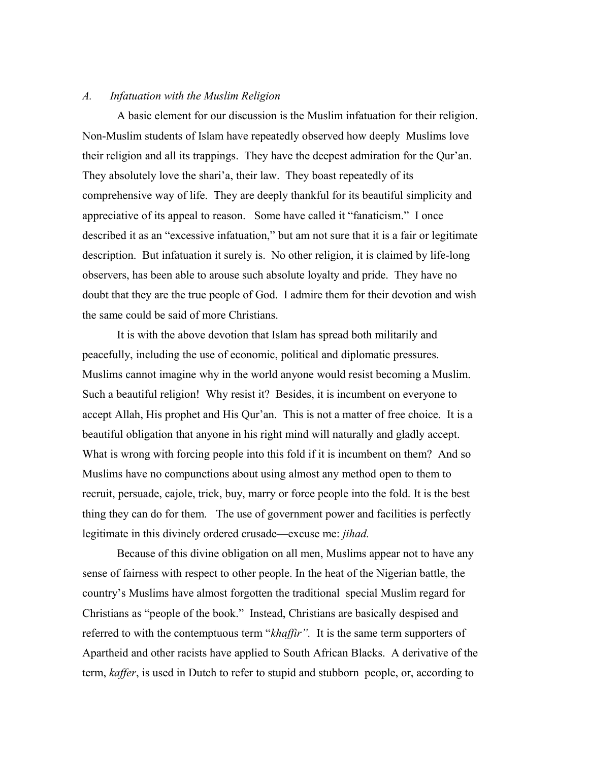*A. Infatuation with the Muslim Religion*

A basic element for our discussion is the Muslim infatuation for their religion. Non-Muslim students of Islam have repeatedly observed how deeply Muslims love their religion and all its trappings. They have the deepest admiration for the Qur'an. They absolutely love the shari'a, their law. They boast repeatedly of its comprehensive way of life. They are deeply thankful for its beautiful simplicity and appreciative of its appeal to reason. Some have called it "fanaticism." I once described it as an "excessive infatuation," but am not sure that it is a fair or legitimate description. But infatuation it surely is. No other religion, it is claimed by life-long observers, has been able to arouse such absolute loyalty and pride. They have no doubt that they are the true people of God. I admire them for their devotion and wish the same could be said of more Christians.

It is with the above devotion that Islam has spread both militarily and peacefully, including the use of economic, political and diplomatic pressures. Muslims cannot imagine why in the world anyone would resist becoming a Muslim. Such a beautiful religion! Why resist it? Besides, it is incumbent on everyone to accept Allah, His prophet and His Qur'an. This is not a matter of free choice. It is a beautiful obligation that anyone in his right mind will naturally and gladly accept. What is wrong with forcing people into this fold if it is incumbent on them? And so Muslims have no compunctions about using almost any method open to them to recruit, persuade, cajole, trick, buy, marry or force people into the fold. It is the best thing they can do for them. The use of government power and facilities is perfectly legitimate in this divinely ordered crusade—excuse me: *jihad.*

Because of this divine obligation on all men, Muslims appear not to have any sense of fairness with respect to other people. In the heat of the Nigerian battle, the country's Muslims have almost forgotten the traditional special Muslim regard for Christians as "people of the book." Instead, Christians are basically despised and referred to with the contemptuous term "*khaffir".* It is the same term supporters of Apartheid and other racists have applied to South African Blacks. A derivative of the term, *kaffer*, is used in Dutch to refer to stupid and stubborn people, or, according to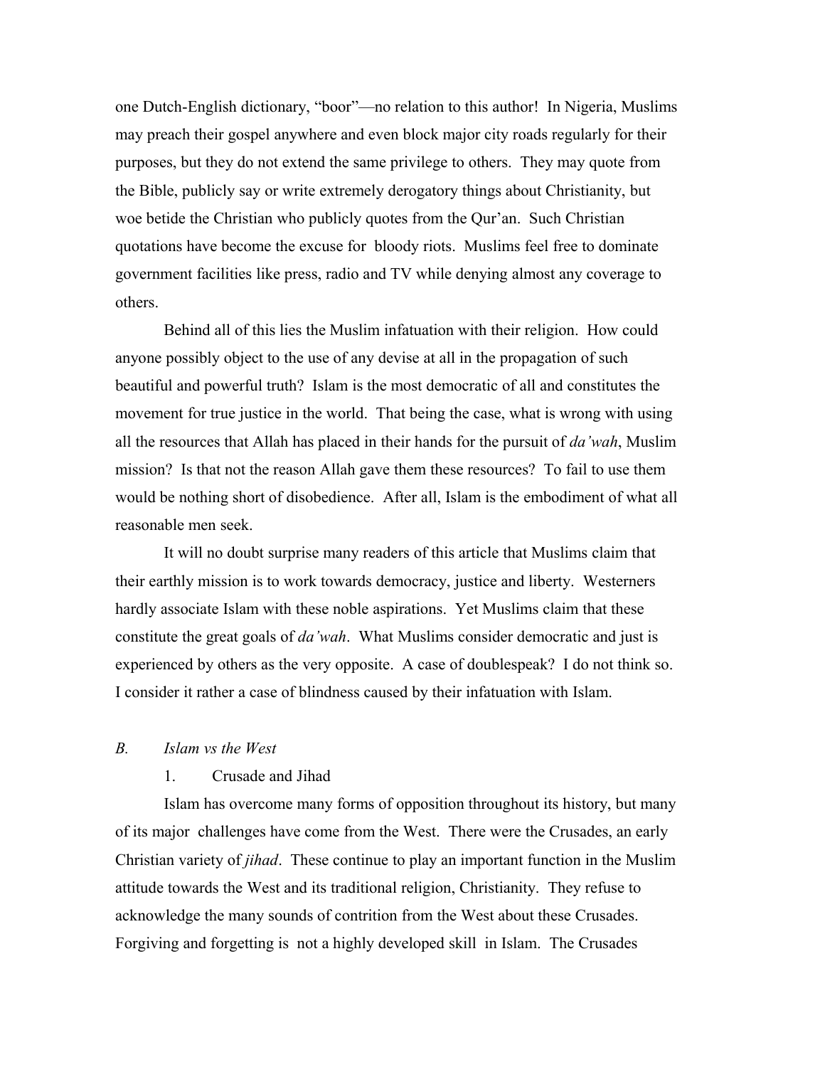one Dutch-English dictionary, "boor"—no relation to this author! In Nigeria, Muslims may preach their gospel anywhere and even block major city roads regularly for their purposes, but they do not extend the same privilege to others. They may quote from the Bible, publicly say or write extremely derogatory things about Christianity, but woe betide the Christian who publicly quotes from the Qur'an. Such Christian quotations have become the excuse for bloody riots. Muslims feel free to dominate government facilities like press, radio and TV while denying almost any coverage to others.

Behind all of this lies the Muslim infatuation with their religion. How could anyone possibly object to the use of any devise at all in the propagation of such beautiful and powerful truth? Islam is the most democratic of all and constitutes the movement for true justice in the world. That being the case, what is wrong with using all the resources that Allah has placed in their hands for the pursuit of *da'wah*, Muslim mission? Is that not the reason Allah gave them these resources? To fail to use them would be nothing short of disobedience. After all, Islam is the embodiment of what all reasonable men seek.

It will no doubt surprise many readers of this article that Muslims claim that their earthly mission is to work towards democracy, justice and liberty. Westerners hardly associate Islam with these noble aspirations. Yet Muslims claim that these constitute the great goals of *da'wah*. What Muslims consider democratic and just is experienced by others as the very opposite. A case of doublespeak? I do not think so. I consider it rather a case of blindness caused by their infatuation with Islam.

### *B. Islam vs the West*

#### 1. Crusade and Jihad

Islam has overcome many forms of opposition throughout its history, but many of its major challenges have come from the West. There were the Crusades, an early Christian variety of *jihad*. These continue to play an important function in the Muslim attitude towards the West and its traditional religion, Christianity. They refuse to acknowledge the many sounds of contrition from the West about these Crusades. Forgiving and forgetting is not a highly developed skill in Islam. The Crusades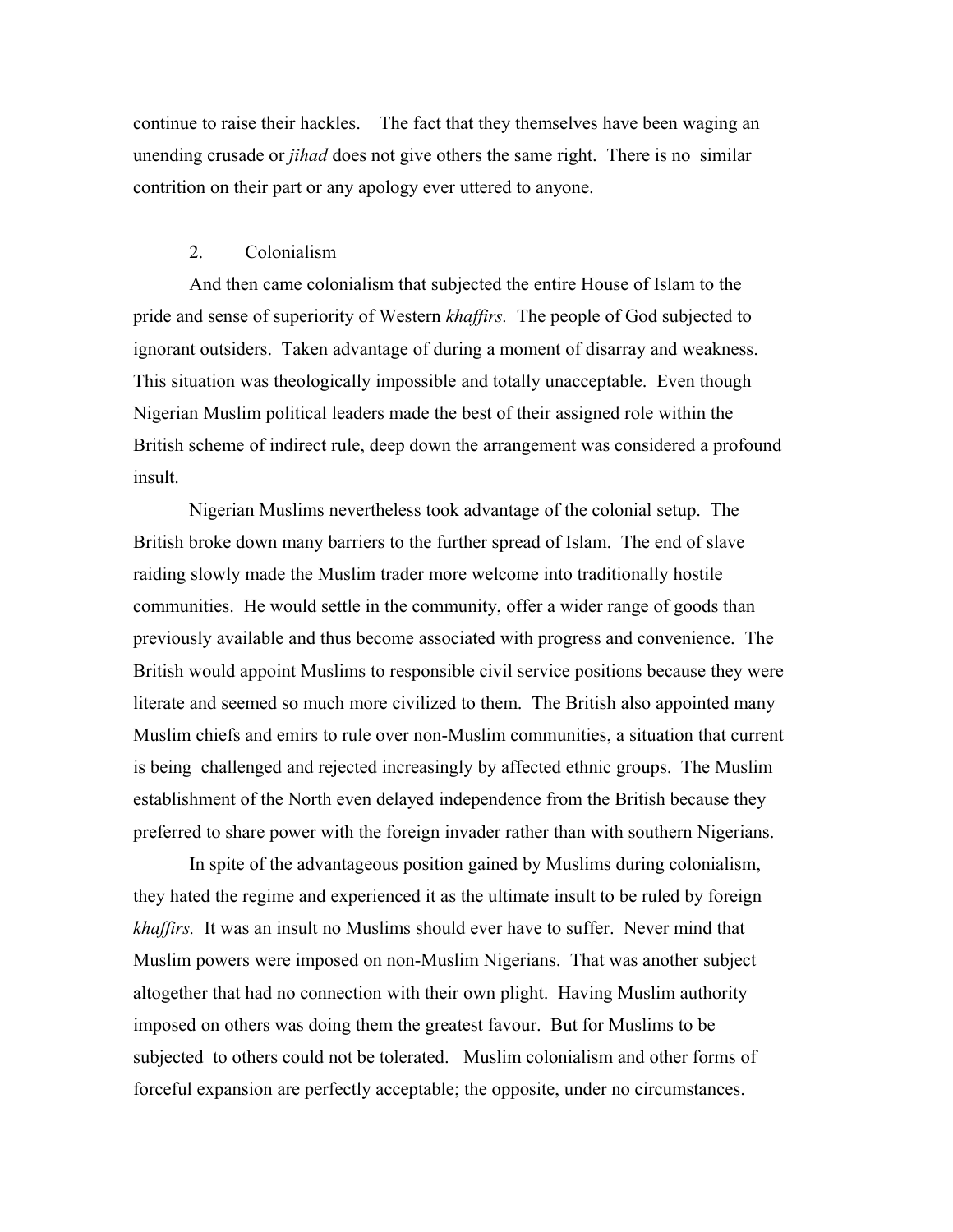continue to raise their hackles. The fact that they themselves have been waging an unending crusade or *jihad* does not give others the same right. There is no similar contrition on their part or any apology ever uttered to anyone.

2. Colonialism

And then came colonialism that subjected the entire House of Islam to the pride and sense of superiority of Western *khaffirs.* The people of God subjected to ignorant outsiders. Taken advantage of during a moment of disarray and weakness. This situation was theologically impossible and totally unacceptable. Even though Nigerian Muslim political leaders made the best of their assigned role within the British scheme of indirect rule, deep down the arrangement was considered a profound insult.

Nigerian Muslims nevertheless took advantage of the colonial setup. The British broke down many barriers to the further spread of Islam. The end of slave raiding slowly made the Muslim trader more welcome into traditionally hostile communities. He would settle in the community, offer a wider range of goods than previously available and thus become associated with progress and convenience. The British would appoint Muslims to responsible civil service positions because they were literate and seemed so much more civilized to them. The British also appointed many Muslim chiefs and emirs to rule over non-Muslim communities, a situation that current is being challenged and rejected increasingly by affected ethnic groups. The Muslim establishment of the North even delayed independence from the British because they preferred to share power with the foreign invader rather than with southern Nigerians.

In spite of the advantageous position gained by Muslims during colonialism, they hated the regime and experienced it as the ultimate insult to be ruled by foreign *khaffirs.* It was an insult no Muslims should ever have to suffer. Never mind that Muslim powers were imposed on non-Muslim Nigerians. That was another subject altogether that had no connection with their own plight. Having Muslim authority imposed on others was doing them the greatest favour. But for Muslims to be subjected to others could not be tolerated. Muslim colonialism and other forms of forceful expansion are perfectly acceptable; the opposite, under no circumstances.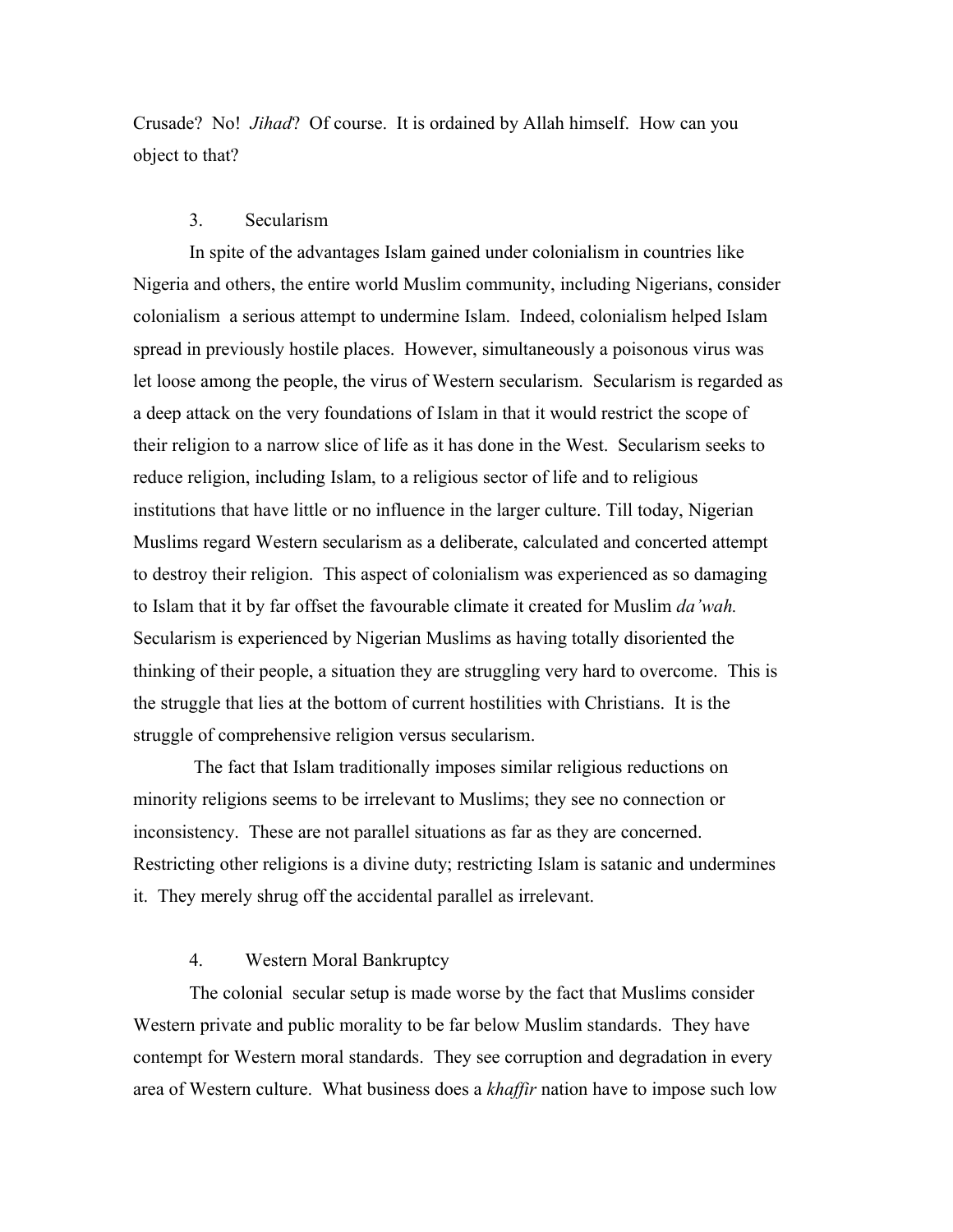Crusade? No! *Jihad*? Of course. It is ordained by Allah himself. How can you object to that?

### 3. Secularism

In spite of the advantages Islam gained under colonialism in countries like Nigeria and others, the entire world Muslim community, including Nigerians, consider colonialism a serious attempt to undermine Islam. Indeed, colonialism helped Islam spread in previously hostile places. However, simultaneously a poisonous virus was let loose among the people, the virus of Western secularism. Secularism is regarded as a deep attack on the very foundations of Islam in that it would restrict the scope of their religion to a narrow slice of life as it has done in the West. Secularism seeks to reduce religion, including Islam, to a religious sector of life and to religious institutions that have little or no influence in the larger culture. Till today, Nigerian Muslims regard Western secularism as a deliberate, calculated and concerted attempt to destroy their religion. This aspect of colonialism was experienced as so damaging to Islam that it by far offset the favourable climate it created for Muslim *da'wah.* Secularism is experienced by Nigerian Muslims as having totally disoriented the thinking of their people, a situation they are struggling very hard to overcome. This is the struggle that lies at the bottom of current hostilities with Christians. It is the struggle of comprehensive religion versus secularism.

The fact that Islam traditionally imposes similar religious reductions on minority religions seems to be irrelevant to Muslims; they see no connection or inconsistency. These are not parallel situations as far as they are concerned. Restricting other religions is a divine duty; restricting Islam is satanic and undermines it. They merely shrug off the accidental parallel as irrelevant.

### 4. Western Moral Bankruptcy

The colonial secular setup is made worse by the fact that Muslims consider Western private and public morality to be far below Muslim standards. They have contempt for Western moral standards. They see corruption and degradation in every area of Western culture. What business does a *khaffir* nation have to impose such low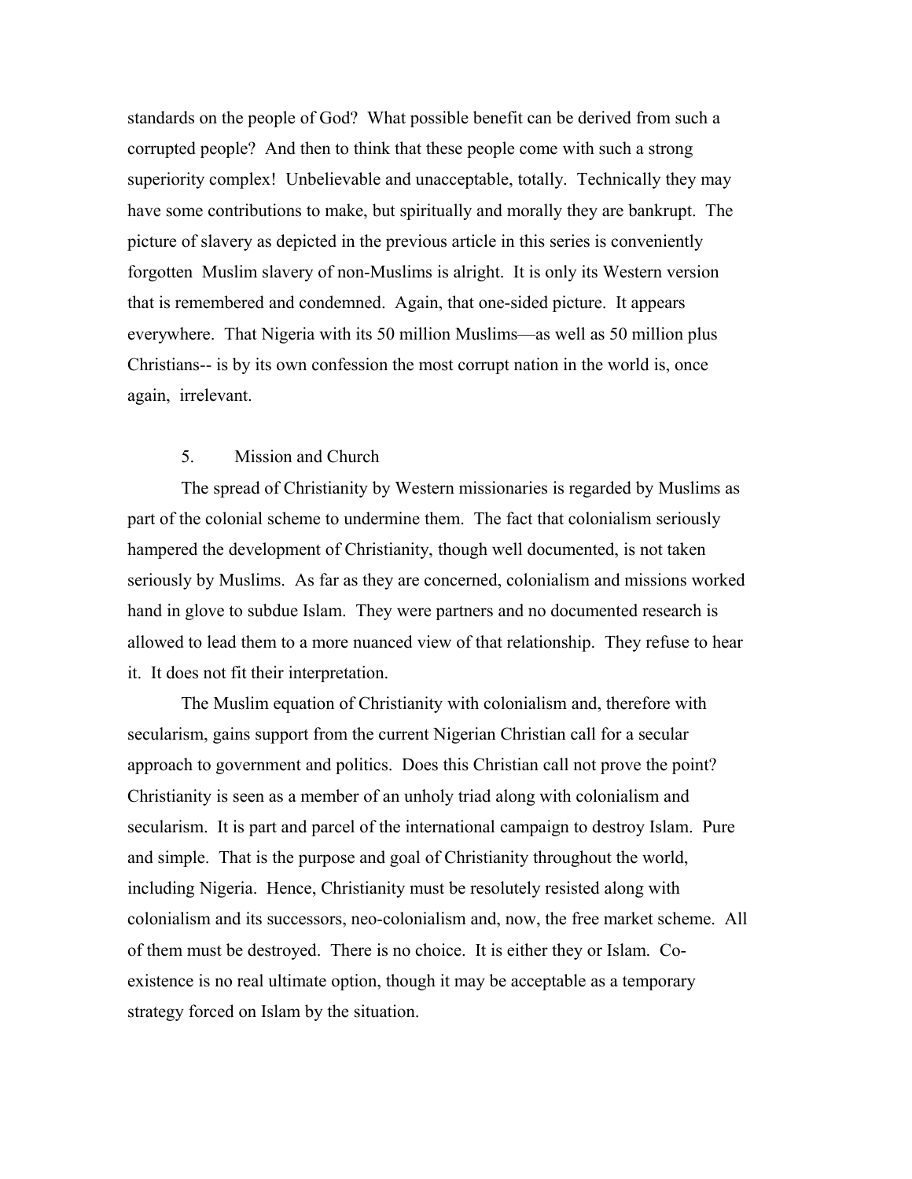standards on the people of God? What possible benefit can be derived from such a corrupted people? And then to think that these people come with such a strong superiority complex! Unbelievable and unacceptable, totally. Technically they may have some contributions to make, but spiritually and morally they are bankrupt. The picture of slavery as depicted in the previous article in this series is conveniently forgotten Muslim slavery of non-Muslims is alright. It is only its Western version that is remembered and condemned. Again, that one-sided picture. It appears everywhere. That Nigeria with its 50 million Muslims—as well as 50 million plus Christians-- is by its own confession the most corrupt nation in the world is, once again, irrelevant.

## 5. Mission and Church

The spread of Christianity by Western missionaries is regarded by Muslims as part of the colonial scheme to undermine them. The fact that colonialism seriously hampered the development of Christianity, though well documented, is not taken seriously by Muslims. As far as they are concerned, colonialism and missions worked hand in glove to subdue Islam. They were partners and no documented research is allowed to lead them to a more nuanced view of that relationship. They refuse to hear it. It does not fit their interpretation.

The Muslim equation of Christianity with colonialism and, therefore with secularism, gains support from the current Nigerian Christian call for a secular approach to government and politics. Does this Christian call not prove the point? Christianity is seen as a member of an unholy triad along with colonialism and secularism. It is part and parcel of the international campaign to destroy Islam. Pure and simple. That is the purpose and goal of Christianity throughout the world, including Nigeria. Hence, Christianity must be resolutely resisted along with colonialism and its successors, neo-colonialism and, now, the free market scheme. All of them must be destroyed. There is no choice. It is either they or Islam. Co-existence is no real ultimate option, though it may be acceptable as a temporary strategy forced on Islam by the situation.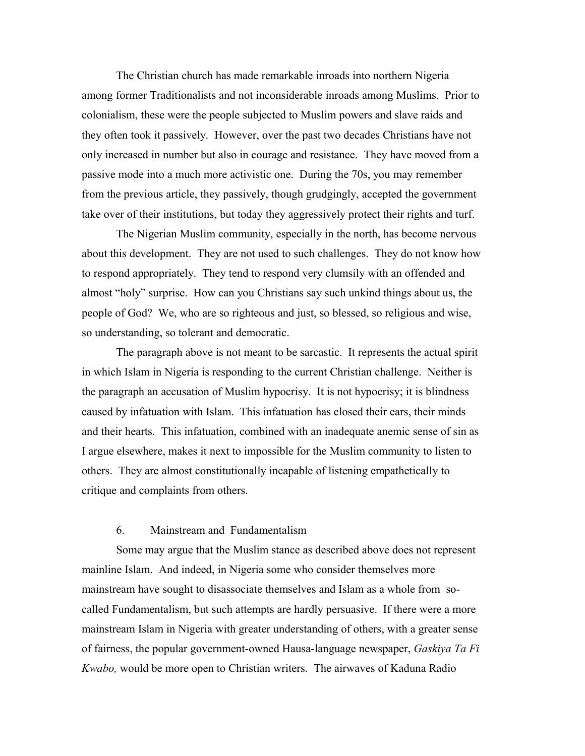The Christian church has made remarkable inroads into northern Nigeria among former Traditionalists and not inconsiderable inroads among Muslims. Prior to colonialism, these were the people subjected to Muslim powers and slave raids and they often took it passively. However, over the past two decades Christians have not only increased in number but also in courage and resistance. They have moved from a passive mode into a much more activistic one. During the 70s, you may remember from the previous article, they passively, though grudgingly, accepted the government take over of their institutions, but today they aggressively protect their rights and turf.

The Nigerian Muslim community, especially in the north, has become nervous about this development. They are not used to such challenges. They do not know how to respond appropriately. They tend to respond very clumsily with an offended and almost "holy" surprise. How can you Christians say such unkind things about us, the people of God? We, who are so righteous and just, so blessed, so religious and wise, so understanding, so tolerant and democratic.

The paragraph above is not meant to be sarcastic. It represents the actual spirit in which Islam in Nigeria is responding to the current Christian challenge. Neither is the paragraph an accusation of Muslim hypocrisy. It is not hypocrisy; it is blindness caused by infatuation with Islam. This infatuation has closed their ears, their minds and their hearts. This infatuation, combined with an inadequate anemic sense of sin as I argue elsewhere, makes it next to impossible for the Muslim community to listen to others. They are almost constitutionally incapable of listening empathetically to critique and complaints from others.

## 6. Mainstream and Fundamentalism

Some may argue that the Muslim stance as described above does not represent mainline Islam. And indeed, in Nigeria some who consider themselves more mainstream have sought to disassociate themselves and Islam as a whole from so-called Fundamentalism, but such attempts are hardly persuasive. If there were a more mainstream Islam in Nigeria with greater understanding of others, with a greater sense of fairness, the popular government-owned Hausa-language newspaper, *Gaskiya Ta Fi Kwabo,* would be more open to Christian writers. The airwaves of Kaduna Radio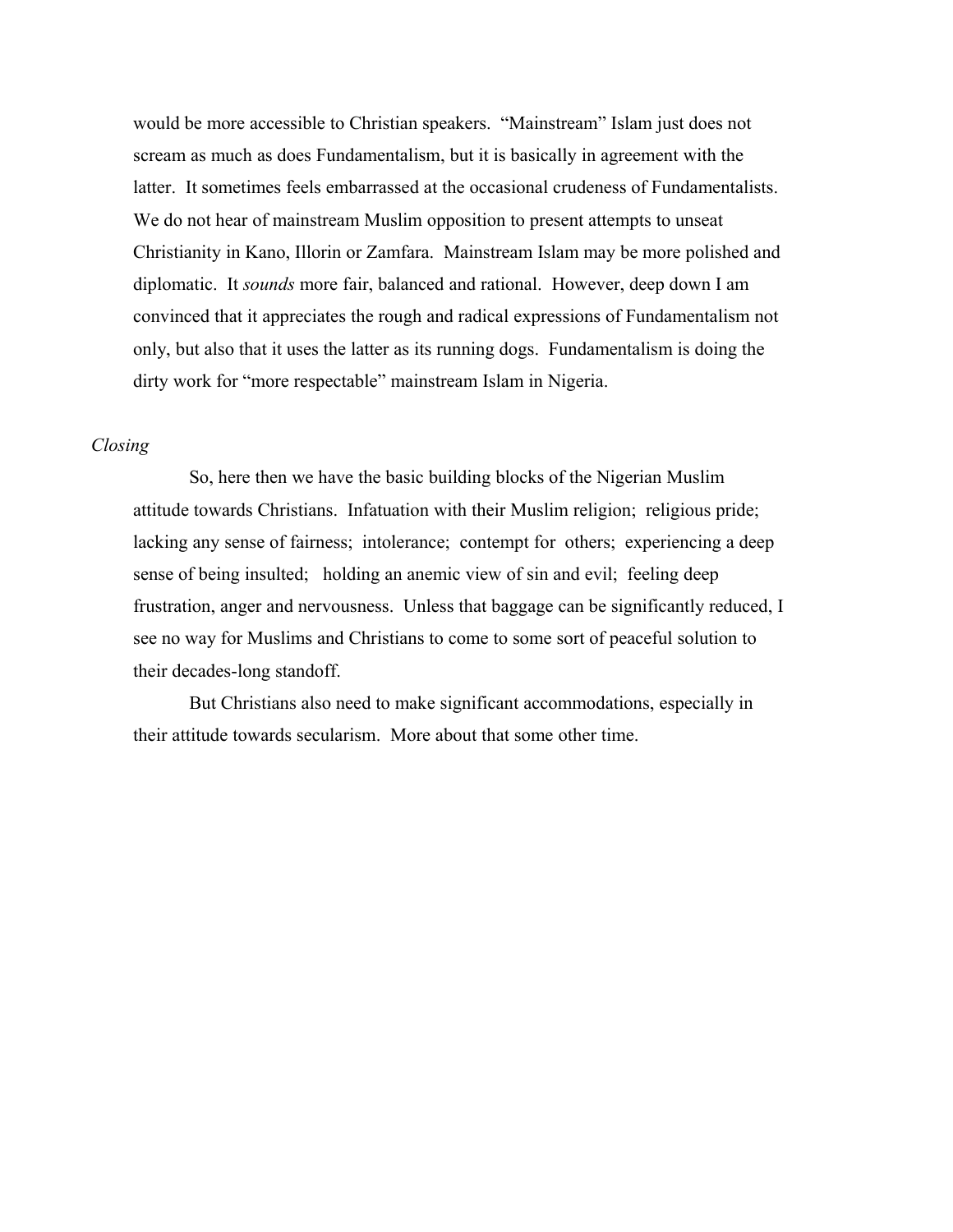would be more accessible to Christian speakers. "Mainstream" Islam just does not scream as much as does Fundamentalism, but it is basically in agreement with the latter. It sometimes feels embarrassed at the occasional crudeness of Fundamentalists. We do not hear of mainstream Muslim opposition to present attempts to unseat Christianity in Kano, Illorin or Zamfara. Mainstream Islam may be more polished and diplomatic. It *sounds* more fair, balanced and rational. However, deep down I am convinced that it appreciates the rough and radical expressions of Fundamentalism not only, but also that it uses the latter as its running dogs. Fundamentalism is doing the dirty work for "more respectable" mainstream Islam in Nigeria.

*Closing*

So, here then we have the basic building blocks of the Nigerian Muslim attitude towards Christians. Infatuation with their Muslim religion; religious pride; lacking any sense of fairness; intolerance; contempt for others; experiencing a deep sense of being insulted; holding an anemic view of sin and evil; feeling deep frustration, anger and nervousness. Unless that baggage can be significantly reduced, I see no way for Muslims and Christians to come to some sort of peaceful solution to their decades-long standoff.

But Christians also need to make significant accommodations, especially in their attitude towards secularism. More about that some other time.